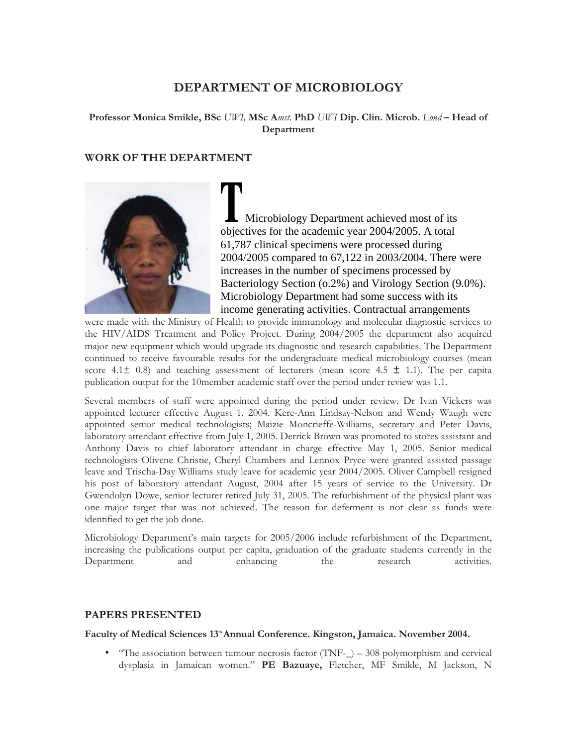# DEPARTMENT OF MICROBIOLOGY

**Professor Monica Smikle, BSc** *UWI,* **MSc A***mst.* **PhD** *UWI* **Dip. Clin. Microb.** *Lond* **– Head of Department**

## WORK OF THE DEPARTMENT

T Microbiology Department achieved most of its objectives for the academic year 2004/2005. A total 61,787 clinical specimens were processed during 2004/2005 compared to 67,122 in 2003/2004. There were increases in the number of specimens processed by Bacteriology Section (o.2%) and Virology Section (9.0%). Microbiology Department had some success with its income generating activities. Contractual arrangements were made with the Ministry of Health to provide immunology and molecular diagnostic services to the HIV/AIDS Treatment and Policy Project. During 2004/2005 the department also acquired major new equipment which would upgrade its diagnostic and research capabilities. The Department continued to receive favourable results for the undergraduate medical microbiology courses (mean score 4.1± 0.8) and teaching assessment of lecturers (mean score 4.5 ± 1.1). The per capita publication output for the 10member academic staff over the period under review was 1.1.

Several members of staff were appointed during the period under review. Dr Ivan Vickers was appointed lecturer effective August 1, 2004. Kere-Ann Lindsay-Nelson and Wendy Waugh were appointed senior medical technologists; Maizie Moncrieffe-Williams, secretary and Peter Davis, laboratory attendant effective from July 1, 2005. Derrick Brown was promoted to stores assistant and Anthony Davis to chief laboratory attendant in charge effective May 1, 2005. Senior medical technologists Olivene Christie, Cheryl Chambers and Lennox Pryce were granted assisted passage leave and Trischa-Day Williams study leave for academic year 2004/2005. Oliver Campbell resigned his post of laboratory attendant August, 2004 after 15 years of service to the University. Dr Gwendolyn Dowe, senior lecturer retired July 31, 2005. The refurbishment of the physical plant was one major target that was not achieved. The reason for deferment is not clear as funds were identified to get the job done.

Microbiology Department's main targets for 2005/2006 include refurbishment of the Department, increasing the publications output per capita, graduation of the graduate students currently in the Department and enhancing the research activities.

## PAPERS PRESENTED

**Faculty of Medical Sciences 13th Annual Conference. Kingston, Jamaica. November 2004.**

- "The association between tumour necrosis factor (TNF-_) – 308 polymorphism and cervical dysplasia in Jamaican women." **PE Bazuaye,** Fletcher, MF Smikle, M Jackson, N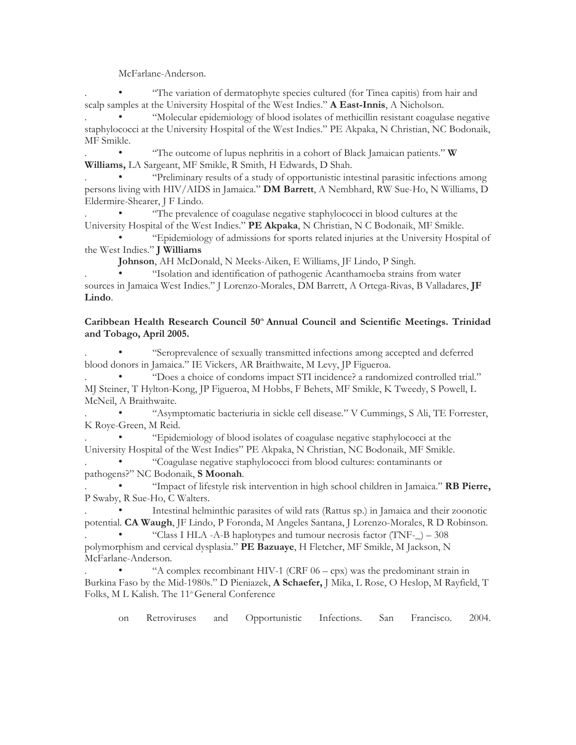McFarlane-Anderson.

- "The variation of dermatophyte species cultured (for Tinea capitis) from hair and scalp samples at the University Hospital of the West Indies." **A East-Innis**, A Nicholson.
- "Molecular epidemiology of blood isolates of methicillin resistant coagulase negative staphylococci at the University Hospital of the West Indies." PE Akpaka, N Christian, NC Bodonaik, MF Smikle.
- "The outcome of lupus nephritis in a cohort of Black Jamaican patients." **W Williams,** LA Sargeant, MF Smikle, R Smith, H Edwards, D Shah.
- "Preliminary results of a study of opportunistic intestinal parasitic infections among persons living with HIV/AIDS in Jamaica." **DM Barrett**, A Nembhard, RW Sue-Ho, N Williams, D Eldermire-Shearer, J F Lindo.
- "The prevalence of coagulase negative staphylococci in blood cultures at the University Hospital of the West Indies." **PE Akpaka**, N Christian, N C Bodonaik, MF Smikle.
- "Epidemiology of admissions for sports related injuries at the University Hospital of the West Indies." **J Williams Johnson**, AH McDonald, N Meeks-Aiken, E Williams, JF Lindo, P Singh.
- "Isolation and identification of pathogenic Acanthamoeba strains from water sources in Jamaica West Indies." J Lorenzo-Morales, DM Barrett, A Ortega-Rivas, B Valladares, **JF Lindo**.

**Caribbean Health Research Council 50th Annual Council and Scientific Meetings. Trinidad and Tobago, April 2005.**

- "Seroprevalence of sexually transmitted infections among accepted and deferred blood donors in Jamaica." IE Vickers, AR Braithwaite, M Levy, JP Figueroa.
- "Does a choice of condoms impact STI incidence? a randomized controlled trial." MJ Steiner, T Hylton-Kong, JP Figueroa, M Hobbs, F Behets, MF Smikle, K Tweedy, S Powell, L McNeil, A Braithwaite.
- "Asymptomatic bacteriuria in sickle cell disease." V Cummings, S Ali, TE Forrester, K Roye-Green, M Reid.
- "Epidemiology of blood isolates of coagulase negative staphylococci at the University Hospital of the West Indies" PE Akpaka, N Christian, NC Bodonaik, MF Smikle.
- "Coagulase negative staphylococci from blood cultures: contaminants or pathogens?" NC Bodonaik, **S Moonah**.
- "Impact of lifestyle risk intervention in high school children in Jamaica." **RB Pierre,** P Swaby, R Sue-Ho, C Walters.
- Intestinal helminthic parasites of wild rats (Rattus sp.) in Jamaica and their zoonotic potential. **CA Waugh**, JF Lindo, P Foronda, M Angeles Santana, J Lorenzo-Morales, R D Robinson.
- "Class I HLA -A-B haplotypes and tumour necrosis factor (TNF-_) – 308 polymorphism and cervical dysplasia." **PE Bazuaye**, H Fletcher, MF Smikle, M Jackson, N McFarlane-Anderson.
- "A complex recombinant HIV-1 (CRF 06 – cpx) was the predominant strain in Burkina Faso by the Mid-1980s." D Pieniazek, **A Schaefer,** J Mika, L Rose, O Heslop, M Rayfield, T Folks, M L Kalish. The 11th General Conference on Retroviruses and Opportunistic Infections. San Francisco. 2004.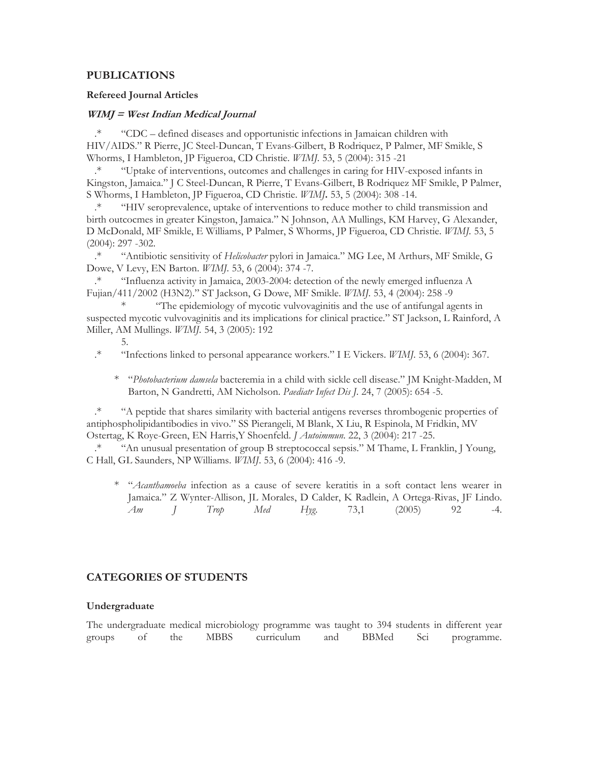## PUBLICATIONS

### Refereed Journal Articles

***WIMJ = West Indian Medical Journal***

.* “CDC – defined diseases and opportunistic infections in Jamaican children with HIV/AIDS.” R Pierre, JC Steel-Duncan, T Evans-Gilbert, B Rodriquez, P Palmer, MF Smikle, S Whorms, I Hambleton, JP Figueroa, CD Christie. *WIMJ.* 53, 5 (2004): 315 -21

.* “Uptake of interventions, outcomes and challenges in caring for HIV-exposed infants in Kingston, Jamaica.” J C Steel-Duncan, R Pierre, T Evans-Gilbert, B Rodriquez MF Smikle, P Palmer, S Whorms, I Hambleton, JP Figueroa, CD Christie. *WIMJ***.** 53, 5 (2004): 308 -14.

.* “HIV seroprevalence, uptake of interventions to reduce mother to child transmission and birth outcocmes in greater Kingston, Jamaica.” N Johnson, AA Mullings, KM Harvey, G Alexander, D McDonald, MF Smikle, E Williams, P Palmer, S Whorms, JP Figueroa, CD Christie. *WIMJ.* 53, 5 (2004): 297 -302.

.* “Antibiotic sensitivity of *Helicobacter* pylori in Jamaica.” MG Lee, M Arthurs, MF Smikle, G Dowe, V Levy, EN Barton. *WIMJ.* 53, 6 (2004): 374 -7.

.* “Influenza activity in Jamaica, 2003-2004: detection of the newly emerged influenza A Fujian/411/2002 (H3N2).” ST Jackson, G Dowe, MF Smikle. *WIMJ.* 53, 4 (2004): 258 -9

\* “The epidemiology of mycotic vulvovaginitis and the use of antifungal agents in suspected mycotic vulvovaginitis and its implications for clinical practice.” ST Jackson, L Rainford, A Miller, AM Mullings. *WIMJ.* 54, 3 (2005): 192

5.

.* “Infections linked to personal appearance workers.” I E Vickers. *WIMJ.* 53, 6 (2004): 367.

\* “*Photobacterium damsela* bacteremia in a child with sickle cell disease.” JM Knight-Madden, M Barton, N Gandretti, AM Nicholson. *Paediatr Infect Dis J.* 24, 7 (2005): 654 -5.

.* “A peptide that shares similarity with bacterial antigens reverses thrombogenic properties of antiphospholipidantibodies in vivo.” SS Pierangeli, M Blank, X Liu, R Espinola, M Fridkin, MV Ostertag, K Roye-Green, EN Harris,Y Shoenfeld. *J Autoimmun.* 22, 3 (2004): 217 -25.

.* “An unusual presentation of group B streptococcal sepsis.” M Thame, L Franklin, J Young, C Hall, GL Saunders, NP Williams. *WIMJ.* 53, 6 (2004): 416 -9.

\* “*Acanthamoeba* infection as a cause of severe keratitis in a soft contact lens wearer in Jamaica.” Z Wynter-Allison, JL Morales, D Calder, K Radlein, A Ortega-Rivas, JF Lindo. *Am J Trop Med Hyg.* 73,1 (2005) 92 -4.

## CATEGORIES OF STUDENTS

### Undergraduate

The undergraduate medical microbiology programme was taught to 394 students in different year groups of the MBBS curriculum and BBMed Sci programme.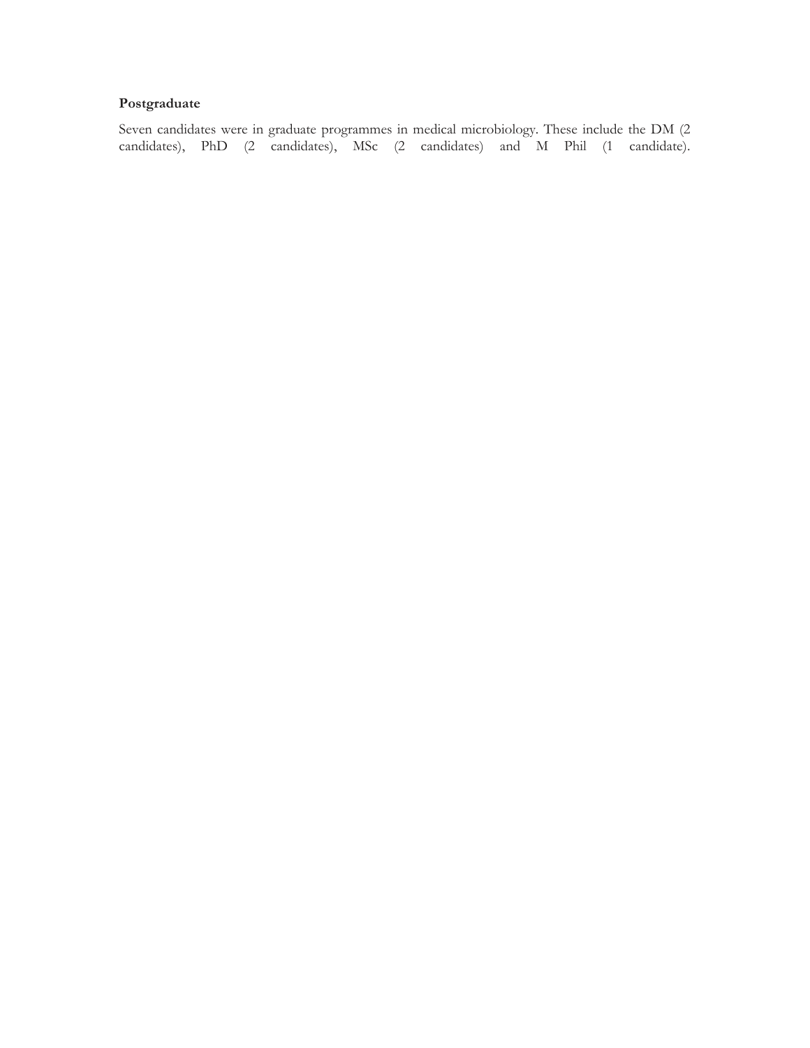**Postgraduate**

Seven candidates were in graduate programmes in medical microbiology. These include the DM (2 candidates), PhD (2 candidates), MSc (2 candidates) and M Phil (1 candidate).